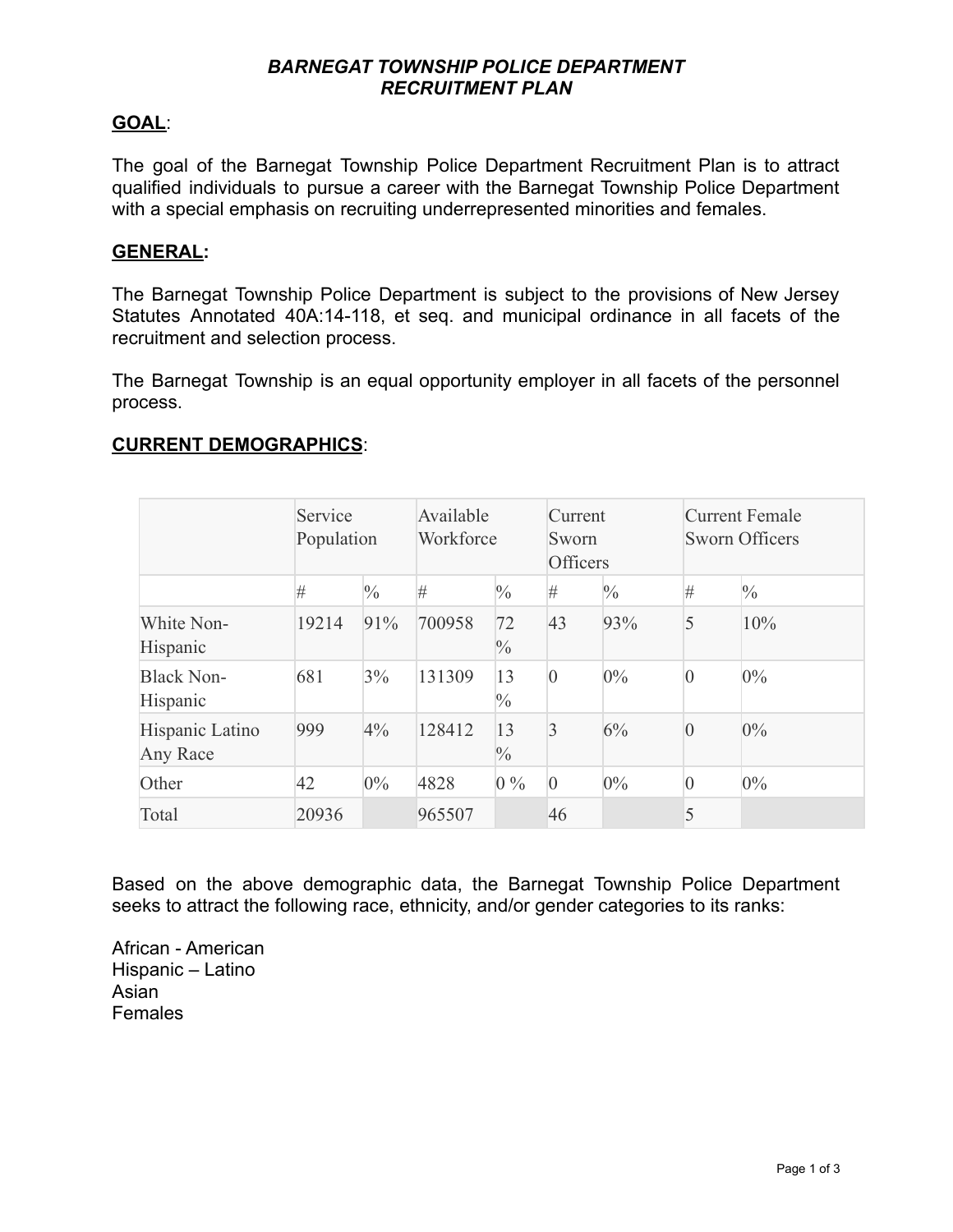# *BARNEGAT TOWNSHIP POLICE DEPARTMENT RECRUITMENT PLAN*

## GOAL:

The goal of the Barnegat Township Police Department Recruitment Plan is to attract qualified individuals to pursue a career with the Barnegat Township Police Department with a special emphasis on recruiting underrepresented minorities and females.

## GENERAL:

The Barnegat Township Police Department is subject to the provisions of New Jersey Statutes Annotated 40A:14-118, et seq. and municipal ordinance in all facets of the recruitment and selection process.

The Barnegat Township is an equal opportunity employer in all facets of the personnel process.

## CURRENT DEMOGRAPHICS:

| | Service Population | | Available Workforce | | Current Sworn Officers | | Current Female Sworn Officers | |
|---|---|---|---|---|---|---|---|---|
| | # | % | # | % | # | % | # | % |
| White Non-Hispanic | 19214 | 91% | 700958 | 72 % | 43 | 93% | 5 | 10% |
| Black Non-Hispanic | 681 | 3% | 131309 | 13 % | 0 | 0% | 0 | 0% |
| Hispanic Latino Any Race | 999 | 4% | 128412 | 13 % | 3 | 6% | 0 | 0% |
| Other | 42 | 0% | 4828 | 0 % | 0 | 0% | 0 | 0% |
| Total | 20936 | | 965507 | | 46 | | 5 | |

Based on the above demographic data, the Barnegat Township Police Department seeks to attract the following race, ethnicity, and/or gender categories to its ranks:

African - American
Hispanic – Latino
Asian
Females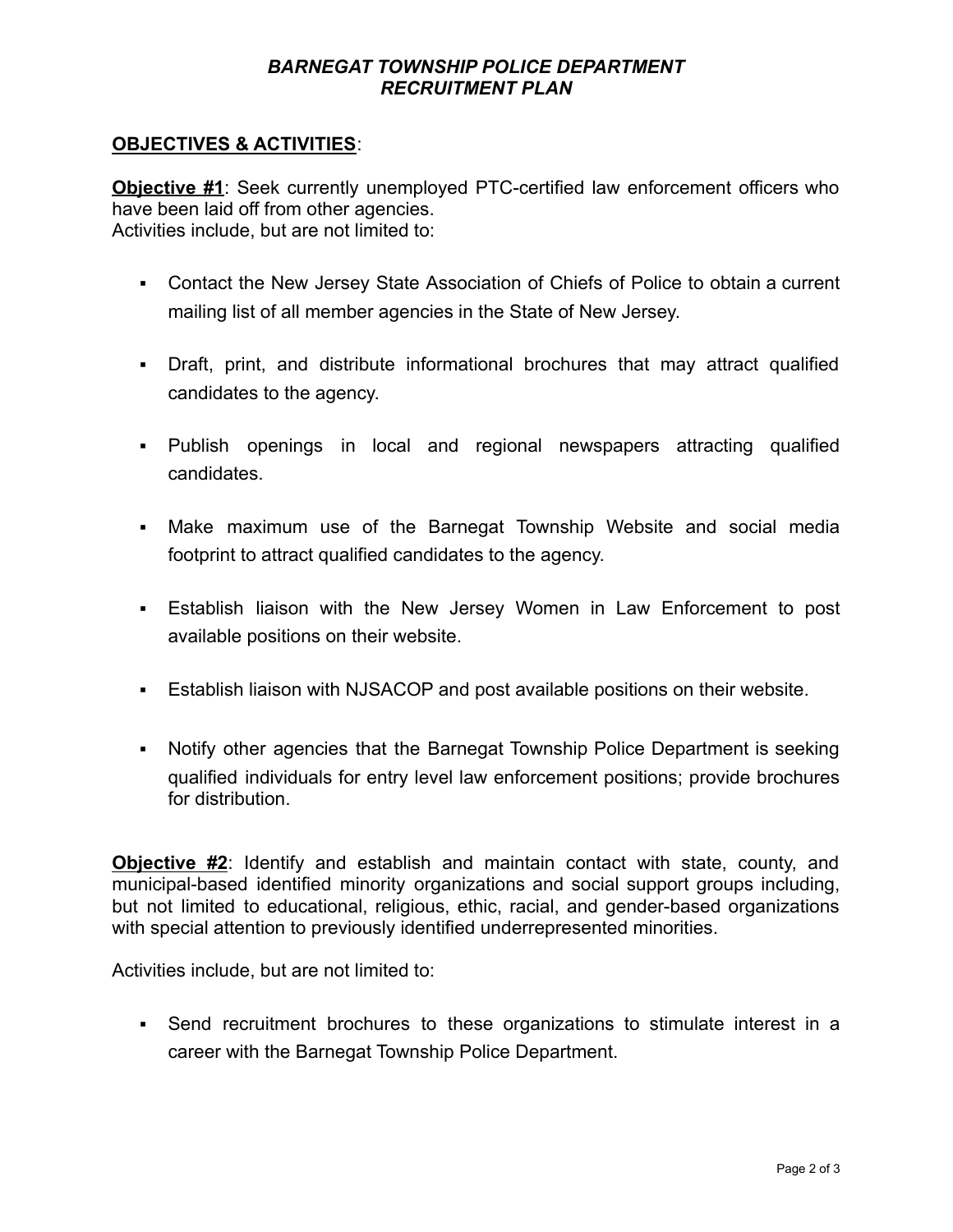***BARNEGAT TOWNSHIP POLICE DEPARTMENT***
***RECRUITMENT PLAN***

**OBJECTIVES & ACTIVITIES**:

**Objective #1**: Seek currently unemployed PTC-certified law enforcement officers who have been laid off from other agencies.
Activities include, but are not limited to:

- Contact the New Jersey State Association of Chiefs of Police to obtain a current mailing list of all member agencies in the State of New Jersey.
- Draft, print, and distribute informational brochures that may attract qualified candidates to the agency.
- Publish openings in local and regional newspapers attracting qualified candidates.
- Make maximum use of the Barnegat Township Website and social media footprint to attract qualified candidates to the agency.
- Establish liaison with the New Jersey Women in Law Enforcement to post available positions on their website.
- Establish liaison with NJSACOP and post available positions on their website.
- Notify other agencies that the Barnegat Township Police Department is seeking qualified individuals for entry level law enforcement positions; provide brochures for distribution.

**Objective #2**: Identify and establish and maintain contact with state, county, and municipal-based identified minority organizations and social support groups including, but not limited to educational, religious, ethic, racial, and gender-based organizations with special attention to previously identified underrepresented minorities.

Activities include, but are not limited to:

- Send recruitment brochures to these organizations to stimulate interest in a career with the Barnegat Township Police Department.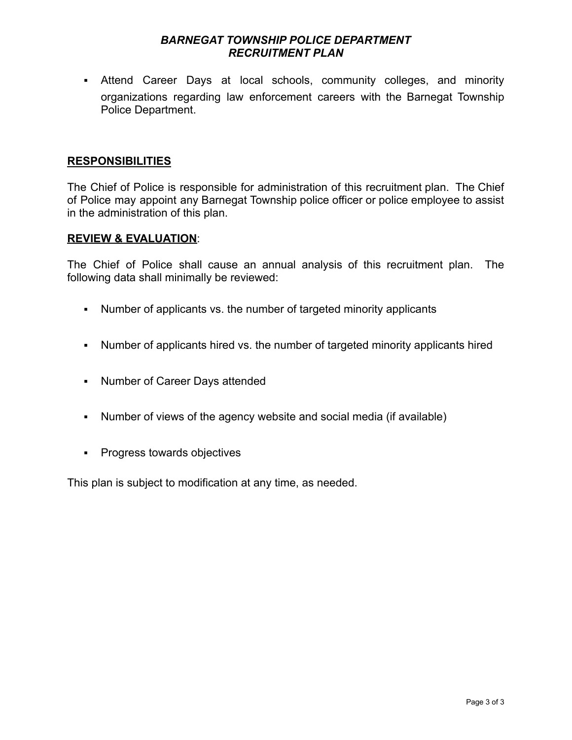- Attend Career Days at local schools, community colleges, and minority organizations regarding law enforcement careers with the Barnegat Township Police Department.

## RESPONSIBILITIES

The Chief of Police is responsible for administration of this recruitment plan. The Chief of Police may appoint any Barnegat Township police officer or police employee to assist in the administration of this plan.

## REVIEW & EVALUATION:

The Chief of Police shall cause an annual analysis of this recruitment plan. The following data shall minimally be reviewed:

- Number of applicants vs. the number of targeted minority applicants
- Number of applicants hired vs. the number of targeted minority applicants hired
- Number of Career Days attended
- Number of views of the agency website and social media (if available)
- Progress towards objectives

This plan is subject to modification at any time, as needed.